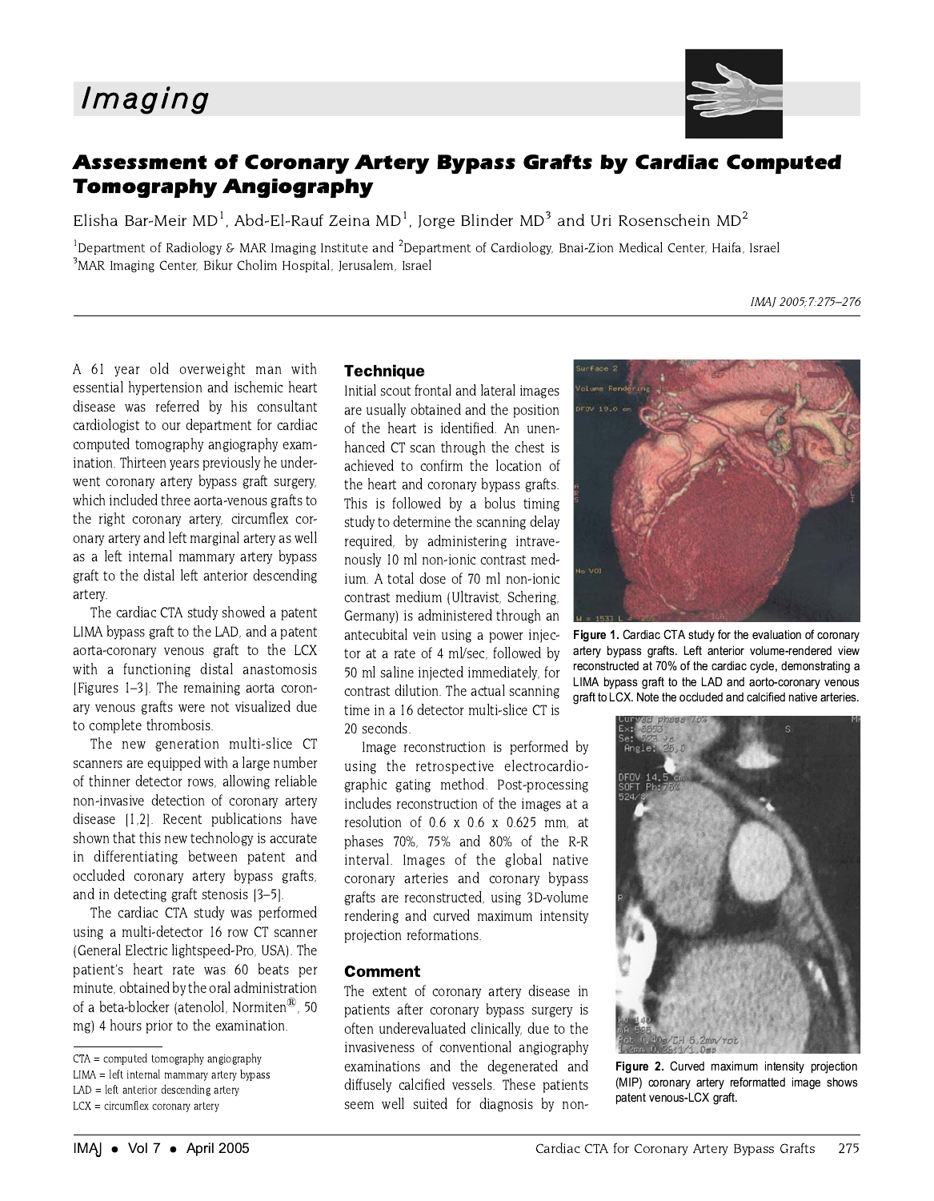# Imaging

## Assessment of Coronary Artery Bypass Grafts by Cardiac Computed Tomography Angiography

Elisha Bar-Meir MD[1], Abd-El-Rauf Zeina MD[1], Jorge Blinder MD[3] and Uri Rosenschein MD[2]

[1]Department of Radiology & MAR Imaging Institute and [2]Department of Cardiology, Bnai-Zion Medical Center, Haifa, Israel
[3]MAR Imaging Center, Bikur Cholim Hospital, Jerusalem, Israel

A 61 year old overweight man with essential hypertension and ischemic heart disease was referred by his consultant cardiologist to our department for cardiac computed tomography angiography examination. Thirteen years previously he underwent coronary artery bypass graft surgery, which included three aorta-venous grafts to the right coronary artery, circumflex coronary artery and left marginal artery as well as a left internal mammary artery bypass graft to the distal left anterior descending artery.

The cardiac CTA study showed a patent LIMA bypass graft to the LAD, and a patent aorta-coronary venous graft to the LCX with a functioning distal anastomosis [Figures 1–3]. The remaining aorta coronary venous grafts were not visualized due to complete thrombosis.

The new generation multi-slice CT scanners are equipped with a large number of thinner detector rows, allowing reliable non-invasive detection of coronary artery disease [1,2]. Recent publications have shown that this new technology is accurate in differentiating between patent and occluded coronary artery bypass grafts, and in detecting graft stenosis [3–5].

The cardiac CTA study was performed using a multi-detector 16 row CT scanner (General Electric lightspeed-Pro, USA). The patient's heart rate was 60 beats per minute, obtained by the oral administration of a beta-blocker (atenolol, Normiten®, 50 mg) 4 hours prior to the examination.

CTA = computed tomography angiography
LIMA = left internal mammary artery bypass
LAD = left anterior descending artery
LCX = circumflex coronary artery

### Technique

Initial scout frontal and lateral images are usually obtained and the position of the heart is identified. An unenhanced CT scan through the chest is achieved to confirm the location of the heart and coronary bypass grafts. This is followed by a bolus timing study to determine the scanning delay required, by administering intravenously 10 ml non-ionic contrast medium. A total dose of 70 ml non-ionic contrast medium (Ultravist, Schering, Germany) is administered through an antecubital vein using a power injector at a rate of 4 ml/sec, followed by 50 ml saline injected immediately, for contrast dilution. The actual scanning time in a 16 detector multi-slice CT is 20 seconds.

Image reconstruction is performed by using the retrospective electrocardiographic gating method. Post-processing includes reconstruction of the images at a resolution of 0.6 x 0.6 x 0.625 mm, at phases 70%, 75% and 80% of the R-R interval. Images of the global native coronary arteries and coronary bypass grafts are reconstructed, using 3D-volume rendering and curved maximum intensity projection reformations.

### Comment

The extent of coronary artery disease in patients after coronary bypass surgery is often underevaluated clinically, due to the invasiveness of conventional angiography examinations and the degenerated and diffusely calcified vessels. These patients seem well suited for diagnosis by non-

**Figure 1.** Cardiac CTA study for the evaluation of coronary artery bypass grafts. Left anterior volume-rendered view reconstructed at 70% of the cardiac cycle, demonstrating a LIMA bypass graft to the LAD and aorto-coronary venous graft to LCX. Note the occluded and calcified native arteries.

**Figure 2.** Curved maximum intensity projection (MIP) coronary artery reformatted image shows patent venous-LCX graft.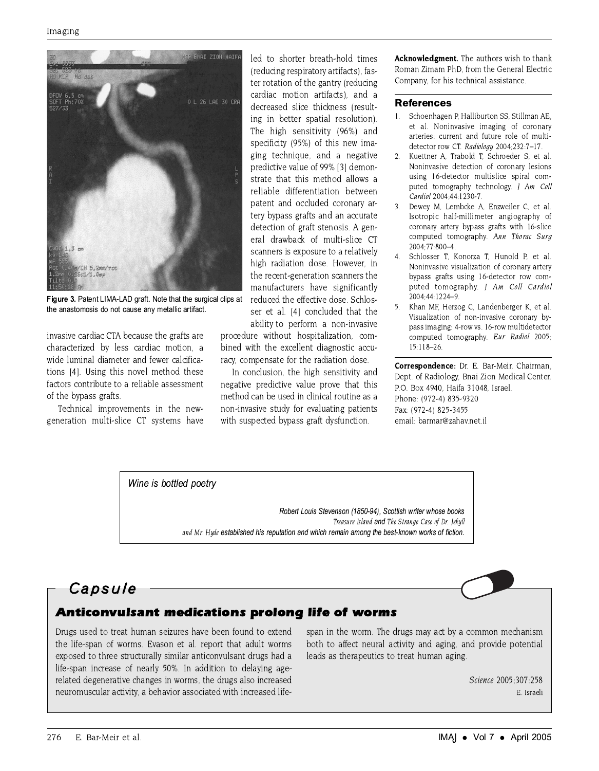Figure 3. Patent LIMA-LAD graft. Note that the surgical clips at the anastomosis do not cause any metallic artifact.

invasive cardiac CTA because the grafts are characterized by less cardiac motion, a wide luminal diameter and fewer calcifications [4]. Using this novel method these factors contribute to a reliable assessment of the bypass grafts.

Technical improvements in the new-generation multi-slice CT systems have led to shorter breath-hold times (reducing respiratory artifacts), faster rotation of the gantry (reducing cardiac motion artifacts), and a decreased slice thickness (resulting in better spatial resolution). The high sensitivity (96%) and specificity (95%) of this new imaging technique, and a negative predictive value of 99% [3] demonstrate that this method allows a reliable differentiation between patent and occluded coronary artery bypass grafts and an accurate detection of graft stenosis. A general drawback of multi-slice CT scanners is exposure to a relatively high radiation dose. However, in the recent-generation scanners the manufacturers have significantly reduced the effective dose. Schlosser et al. [4] concluded that the ability to perform a non-invasive procedure without hospitalization, combined with the excellent diagnostic accuracy, compensate for the radiation dose.

In conclusion, the high sensitivity and negative predictive value prove that this method can be used in clinical routine as a non-invasive study for evaluating patients with suspected bypass graft dysfunction.

**Acknowledgment.** The authors wish to thank Roman Zimam PhD, from the General Electric Company, for his technical assistance.

## References

1. Schoenhagen P, Halliburton SS, Stillman AE, et al. Noninvasive imaging of coronary arteries: current and future role of multi-detector row CT. *Radiology* 2004;232:7–17.
2. Kuettner A, Trabold T, Schroeder S, et al. Noninvasive detection of coronary lesions using 16-detector multislice spiral computed tomography technology. *J Am Coll Cardiol* 2004;44:1230-7.
3. Dewey M, Lembcke A, Enzweiler C, et al. Isotropic half-millimeter angiography of coronary artery bypass grafts with 16-slice computed tomography. *Ann Thorac Surg* 2004;77:800–4.
4. Schlosser T, Konorza T, Hunold P, et al. Noninvasive visualization of coronary artery bypass grafts using 16-detector row computed tomography. *J Am Coll Cardiol* 2004;44:1224–9.
5. Khan MF, Herzog C, Landenberger K, et al. Visualization of non-invasive coronary bypass imaging: 4-row vs. 16-row multidetector computed tomography. *Eur Radiol* 2005; 15:118–26.

**Correspondence:** Dr. E. Bar-Meir, Chairman, Dept. of Radiology, Bnai Zion Medical Center, P.O. Box 4940, Haifa 31048, Israel.
Phone: (972-4) 835-9320
Fax: (972-4) 825-3455
email: barmar@zahav.net.il

*Wine is bottled poetry*

*Robert Louis Stevenson (1850-94), Scottish writer whose books Treasure Island and The Strange Case of Dr. Jekyll and Mr. Hyde established his reputation and which remain among the best-known works of fiction.*

## Capsule

### Anticonvulsant medications prolong life of worms

Drugs used to treat human seizures have been found to extend the life-span of worms. Evason et al. report that adult worms exposed to three structurally similar anticonvulsant drugs had a life-span increase of nearly 50%. In addition to delaying age-related degenerative changes in worms, the drugs also increased neuromuscular activity, a behavior associated with increased life-span in the worm. The drugs may act by a common mechanism both to affect neural activity and aging, and provide potential leads as therapeutics to treat human aging.

*Science* 2005;307:258

E. Israeli